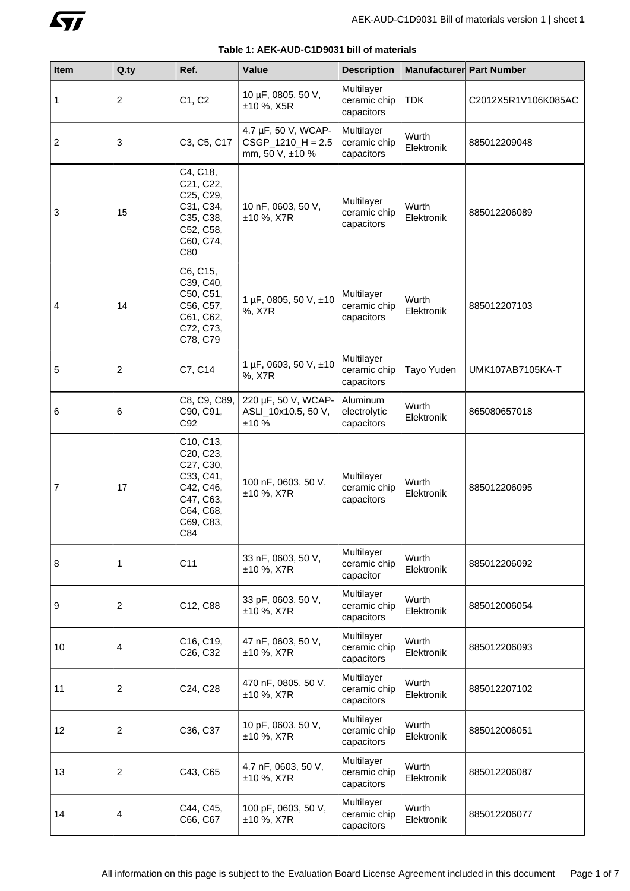**Table 1: AEK-AUD-C1D9031 bill of materials**

| Item | Q.ty | Ref. | Value | Description | Manufacturer | Part Number |
|---|---|---|---|---|---|---|
| 1 | 2 | C1, C2 | 10 µF, 0805, 50 V, ±10 %, X5R | Multilayer ceramic chip capacitors | TDK | C2012X5R1V106K085AC |
| 2 | 3 | C3, C5, C17 | 4.7 µF, 50 V, WCAP-CSGP_1210_H = 2.5 mm, 50 V, ±10 % | Multilayer ceramic chip capacitors | Wurth Elektronik | 885012209048 |
| 3 | 15 | C4, C18, C21, C22, C25, C29, C31, C34, C35, C38, C52, C58, C60, C74, C80 | 10 nF, 0603, 50 V, ±10 %, X7R | Multilayer ceramic chip capacitors | Wurth Elektronik | 885012206089 |
| 4 | 14 | C6, C15, C39, C40, C50, C51, C56, C57, C61, C62, C72, C73, C78, C79 | 1 µF, 0805, 50 V, ±10 %, X7R | Multilayer ceramic chip capacitors | Wurth Elektronik | 885012207103 |
| 5 | 2 | C7, C14 | 1 µF, 0603, 50 V, ±10 %, X7R | Multilayer ceramic chip capacitors | Tayo Yuden | UMK107AB7105KA-T |
| 6 | 6 | C8, C9, C89, C90, C91, C92 | 220 µF, 50 V, WCAP-ASLI_10x10.5, 50 V, ±10 % | Aluminum electrolytic capacitors | Wurth Elektronik | 865080657018 |
| 7 | 17 | C10, C13, C20, C23, C27, C30, C33, C41, C42, C46, C47, C63, C64, C68, C69, C83, C84 | 100 nF, 0603, 50 V, ±10 %, X7R | Multilayer ceramic chip capacitors | Wurth Elektronik | 885012206095 |
| 8 | 1 | C11 | 33 nF, 0603, 50 V, ±10 %, X7R | Multilayer ceramic chip capacitor | Wurth Elektronik | 885012206092 |
| 9 | 2 | C12, C88 | 33 pF, 0603, 50 V, ±10 %, X7R | Multilayer ceramic chip capacitors | Wurth Elektronik | 885012006054 |
| 10 | 4 | C16, C19, C26, C32 | 47 nF, 0603, 50 V, ±10 %, X7R | Multilayer ceramic chip capacitors | Wurth Elektronik | 885012206093 |
| 11 | 2 | C24, C28 | 470 nF, 0805, 50 V, ±10 %, X7R | Multilayer ceramic chip capacitors | Wurth Elektronik | 885012207102 |
| 12 | 2 | C36, C37 | 10 pF, 0603, 50 V, ±10 %, X7R | Multilayer ceramic chip capacitors | Wurth Elektronik | 885012006051 |
| 13 | 2 | C43, C65 | 4.7 nF, 0603, 50 V, ±10 %, X7R | Multilayer ceramic chip capacitors | Wurth Elektronik | 885012206087 |
| 14 | 4 | C44, C45, C66, C67 | 100 pF, 0603, 50 V, ±10 %, X7R | Multilayer ceramic chip capacitors | Wurth Elektronik | 885012206077 |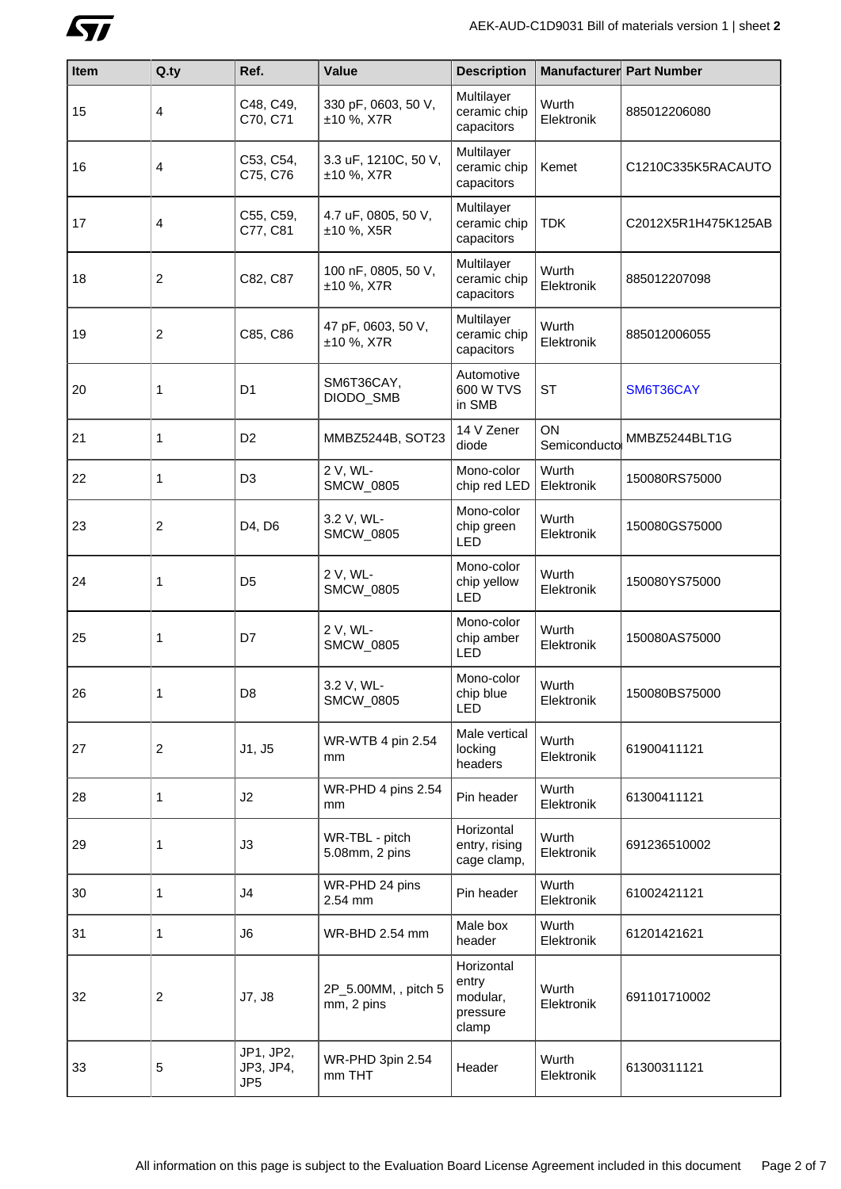| Item | Q.ty | Ref. | Value | Description | Manufacturer | Part Number |
|---|---|---|---|---|---|---|
| 15 | 4 | C48, C49, C70, C71 | 330 pF, 0603, 50 V, ±10 %, X7R | Multilayer ceramic chip capacitors | Wurth Elektronik | 885012206080 |
| 16 | 4 | C53, C54, C75, C76 | 3.3 uF, 1210C, 50 V, ±10 %, X7R | Multilayer ceramic chip capacitors | Kemet | C1210C335K5RACAUTO |
| 17 | 4 | C55, C59, C77, C81 | 4.7 uF, 0805, 50 V, ±10 %, X5R | Multilayer ceramic chip capacitors | TDK | C2012X5R1H475K125AB |
| 18 | 2 | C82, C87 | 100 nF, 0805, 50 V, ±10 %, X7R | Multilayer ceramic chip capacitors | Wurth Elektronik | 885012207098 |
| 19 | 2 | C85, C86 | 47 pF, 0603, 50 V, ±10 %, X7R | Multilayer ceramic chip capacitors | Wurth Elektronik | 885012006055 |
| 20 | 1 | D1 | SM6T36CAY, DIODO_SMB | Automotive 600 W TVS in SMB | ST | SM6T36CAY |
| 21 | 1 | D2 | MMBZ5244B, SOT23 | 14 V Zener diode | ON Semiconductor | MMBZ5244BLT1G |
| 22 | 1 | D3 | 2 V, WL-SMCW_0805 | Mono-color chip red LED | Wurth Elektronik | 150080RS75000 |
| 23 | 2 | D4, D6 | 3.2 V, WL-SMCW_0805 | Mono-color chip green LED | Wurth Elektronik | 150080GS75000 |
| 24 | 1 | D5 | 2 V, WL-SMCW_0805 | Mono-color chip yellow LED | Wurth Elektronik | 150080YS75000 |
| 25 | 1 | D7 | 2 V, WL-SMCW_0805 | Mono-color chip amber LED | Wurth Elektronik | 150080AS75000 |
| 26 | 1 | D8 | 3.2 V, WL-SMCW_0805 | Mono-color chip blue LED | Wurth Elektronik | 150080BS75000 |
| 27 | 2 | J1, J5 | WR-WTB 4 pin 2.54 mm | Male vertical locking headers | Wurth Elektronik | 61900411121 |
| 28 | 1 | J2 | WR-PHD 4 pins 2.54 mm | Pin header | Wurth Elektronik | 61300411121 |
| 29 | 1 | J3 | WR-TBL - pitch 5.08mm, 2 pins | Horizontal entry, rising cage clamp, | Wurth Elektronik | 691236510002 |
| 30 | 1 | J4 | WR-PHD 24 pins 2.54 mm | Pin header | Wurth Elektronik | 61002421121 |
| 31 | 1 | J6 | WR-BHD 2.54 mm | Male box header | Wurth Elektronik | 61201421621 |
| 32 | 2 | J7, J8 | 2P_5.00MM, , pitch 5 mm, 2 pins | Horizontal entry modular, pressure clamp | Wurth Elektronik | 691101710002 |
| 33 | 5 | JP1, JP2, JP3, JP4, JP5 | WR-PHD 3pin 2.54 mm THT | Header | Wurth Elektronik | 61300311121 |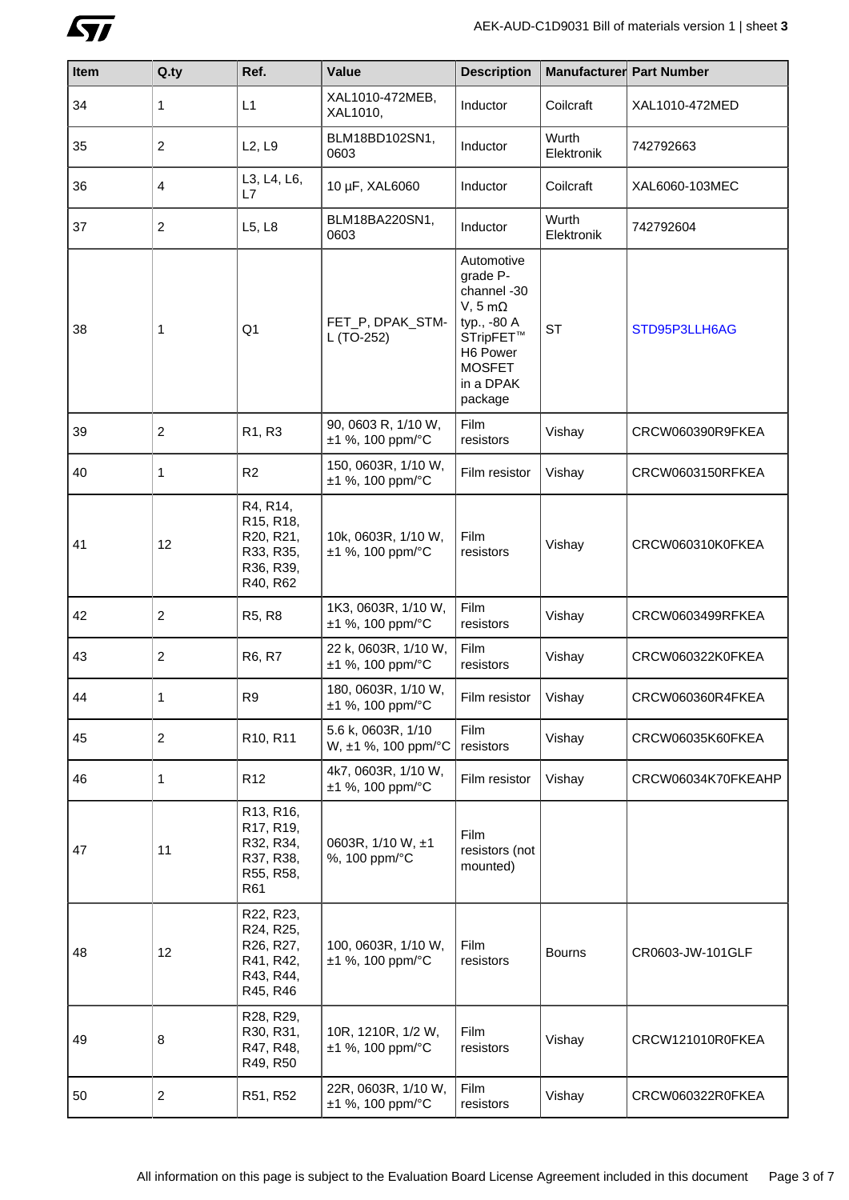| Item | Q.ty | Ref. | Value | Description | Manufacturer | Part Number |
|---|---|---|---|---|---|---|
| 34 | 1 | L1 | XAL1010-472MEB, XAL1010, | Inductor | Coilcraft | XAL1010-472MED |
| 35 | 2 | L2, L9 | BLM18BD102SN1, 0603 | Inductor | Wurth Elektronik | 742792663 |
| 36 | 4 | L3, L4, L6, L7 | 10 µF, XAL6060 | Inductor | Coilcraft | XAL6060-103MEC |
| 37 | 2 | L5, L8 | BLM18BA220SN1, 0603 | Inductor | Wurth Elektronik | 742792604 |
| 38 | 1 | Q1 | FET_P, DPAK_STM-L (TO-252) | Automotive grade P-channel -30 V, 5 mΩ typ., -80 A STripFET™ H6 Power MOSFET in a DPAK package | ST | STD95P3LLH6AG |
| 39 | 2 | R1, R3 | 90, 0603 R, 1/10 W, ±1 %, 100 ppm/°C | Film resistors | Vishay | CRCW060390R9FKEA |
| 40 | 1 | R2 | 150, 0603R, 1/10 W, ±1 %, 100 ppm/°C | Film resistor | Vishay | CRCW0603150RFKEA |
| 41 | 12 | R4, R14, R15, R18, R20, R21, R33, R35, R36, R39, R40, R62 | 10k, 0603R, 1/10 W, ±1 %, 100 ppm/°C | Film resistors | Vishay | CRCW060310K0FKEA |
| 42 | 2 | R5, R8 | 1K3, 0603R, 1/10 W, ±1 %, 100 ppm/°C | Film resistors | Vishay | CRCW0603499RFKEA |
| 43 | 2 | R6, R7 | 22 k, 0603R, 1/10 W, ±1 %, 100 ppm/°C | Film resistors | Vishay | CRCW060322K0FKEA |
| 44 | 1 | R9 | 180, 0603R, 1/10 W, ±1 %, 100 ppm/°C | Film resistor | Vishay | CRCW060360R4FKEA |
| 45 | 2 | R10, R11 | 5.6 k, 0603R, 1/10 W, ±1 %, 100 ppm/°C | Film resistors | Vishay | CRCW06035K60FKEA |
| 46 | 1 | R12 | 4k7, 0603R, 1/10 W, ±1 %, 100 ppm/°C | Film resistor | Vishay | CRCW06034K70FKEAHP |
| 47 | 11 | R13, R16, R17, R19, R32, R34, R37, R38, R55, R58, R61 | 0603R, 1/10 W, ±1 %, 100 ppm/°C | Film resistors (not mounted) | | |
| 48 | 12 | R22, R23, R24, R25, R26, R27, R41, R42, R43, R44, R45, R46 | 100, 0603R, 1/10 W, ±1 %, 100 ppm/°C | Film resistors | Bourns | CR0603-JW-101GLF |
| 49 | 8 | R28, R29, R30, R31, R47, R48, R49, R50 | 10R, 1210R, 1/2 W, ±1 %, 100 ppm/°C | Film resistors | Vishay | CRCW121010R0FKEA |
| 50 | 2 | R51, R52 | 22R, 0603R, 1/10 W, ±1 %, 100 ppm/°C | Film resistors | Vishay | CRCW060322R0FKEA |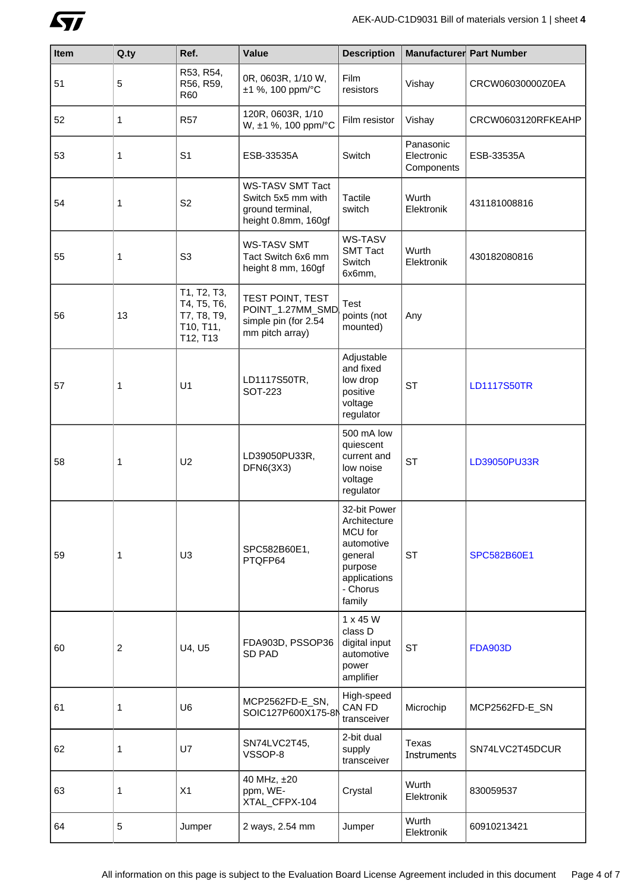| Item | Q.ty | Ref. | Value | Description | Manufacturer | Part Number |
|---|---|---|---|---|---|---|
| 51 | 5 | R53, R54, R56, R59, R60 | 0R, 0603R, 1/10 W, ±1 %, 100 ppm/°C | Film resistors | Vishay | CRCW06030000Z0EA |
| 52 | 1 | R57 | 120R, 0603R, 1/10 W, ±1 %, 100 ppm/°C | Film resistor | Vishay | CRCW0603120RFKEAHP |
| 53 | 1 | S1 | ESB-33535A | Switch | Panasonic Electronic Components | ESB-33535A |
| 54 | 1 | S2 | WS-TASV SMT Tact Switch 5x5 mm with ground terminal, height 0.8mm, 160gf | Tactile switch | Wurth Elektronik | 431181008816 |
| 55 | 1 | S3 | WS-TASV SMT Tact Switch 6x6 mm height 8 mm, 160gf | WS-TASV SMT Tact Switch 6x6mm, | Wurth Elektronik | 430182080816 |
| 56 | 13 | T1, T2, T3, T4, T5, T6, T7, T8, T9, T10, T11, T12, T13 | TEST POINT, TEST POINT_1.27MM_SMD, simple pin (for 2.54 mm pitch array) | Test points (not mounted) | Any | |
| 57 | 1 | U1 | LD1117S50TR, SOT-223 | Adjustable and fixed low drop positive voltage regulator | ST | LD1117S50TR |
| 58 | 1 | U2 | LD39050PU33R, DFN6(3X3) | 500 mA low quiescent current and low noise voltage regulator | ST | LD39050PU33R |
| 59 | 1 | U3 | SPC582B60E1, PTQFP64 | 32-bit Power Architecture MCU for automotive general purpose applications - Chorus family | ST | SPC582B60E1 |
| 60 | 2 | U4, U5 | FDA903D, PSSOP36 SD PAD | 1 x 45 W class D digital input automotive power amplifier | ST | FDA903D |
| 61 | 1 | U6 | MCP2562FD-E_SN, SOIC127P600X175-8N | High-speed CAN FD transceiver | Microchip | MCP2562FD-E_SN |
| 62 | 1 | U7 | SN74LVC2T45, VSSOP-8 | 2-bit dual supply transceiver | Texas Instruments | SN74LVC2T45DCUR |
| 63 | 1 | X1 | 40 MHz, ±20 ppm, WE-XTAL_CFPX-104 | Crystal | Wurth Elektronik | 830059537 |
| 64 | 5 | Jumper | 2 ways, 2.54 mm | Jumper | Wurth Elektronik | 60910213421 |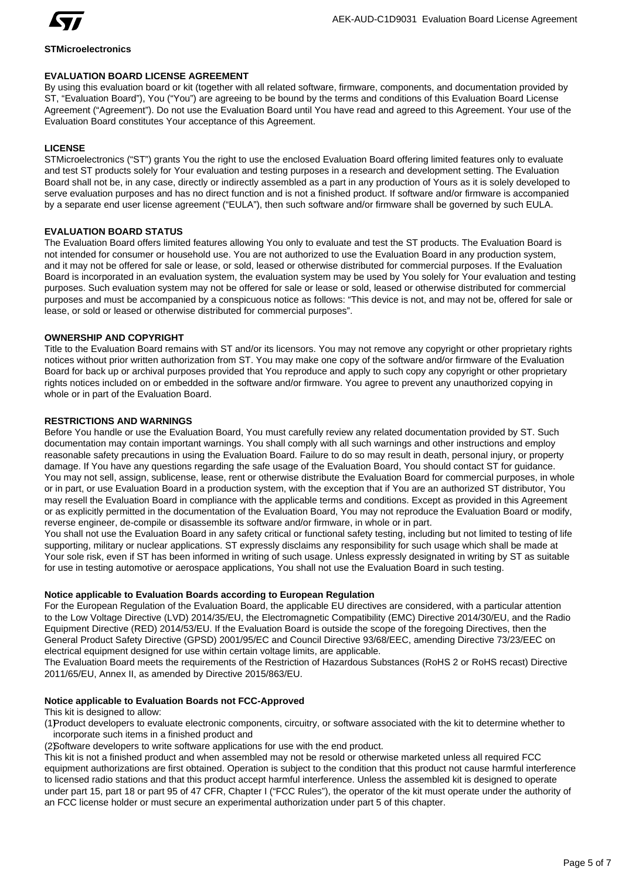**STMicroelectronics**

## EVALUATION BOARD LICENSE AGREEMENT

By using this evaluation board or kit (together with all related software, firmware, components, and documentation provided by ST, “Evaluation Board”), You (“You”) are agreeing to be bound by the terms and conditions of this Evaluation Board License Agreement (“Agreement”). Do not use the Evaluation Board until You have read and agreed to this Agreement. Your use of the Evaluation Board constitutes Your acceptance of this Agreement.

### LICENSE

STMicroelectronics (“ST”) grants You the right to use the enclosed Evaluation Board offering limited features only to evaluate and test ST products solely for Your evaluation and testing purposes in a research and development setting. The Evaluation Board shall not be, in any case, directly or indirectly assembled as a part in any production of Yours as it is solely developed to serve evaluation purposes and has no direct function and is not a finished product. If software and/or firmware is accompanied by a separate end user license agreement (“EULA”), then such software and/or firmware shall be governed by such EULA.

### EVALUATION BOARD STATUS

The Evaluation Board offers limited features allowing You only to evaluate and test the ST products. The Evaluation Board is not intended for consumer or household use. You are not authorized to use the Evaluation Board in any production system, and it may not be offered for sale or lease, or sold, leased or otherwise distributed for commercial purposes. If the Evaluation Board is incorporated in an evaluation system, the evaluation system may be used by You solely for Your evaluation and testing purposes. Such evaluation system may not be offered for sale or lease or sold, leased or otherwise distributed for commercial purposes and must be accompanied by a conspicuous notice as follows: “This device is not, and may not be, offered for sale or lease, or sold or leased or otherwise distributed for commercial purposes”.

### OWNERSHIP AND COPYRIGHT

Title to the Evaluation Board remains with ST and/or its licensors. You may not remove any copyright or other proprietary rights notices without prior written authorization from ST. You may make one copy of the software and/or firmware of the Evaluation Board for back up or archival purposes provided that You reproduce and apply to such copy any copyright or other proprietary rights notices included on or embedded in the software and/or firmware. You agree to prevent any unauthorized copying in whole or in part of the Evaluation Board.

### RESTRICTIONS AND WARNINGS

Before You handle or use the Evaluation Board, You must carefully review any related documentation provided by ST. Such documentation may contain important warnings. You shall comply with all such warnings and other instructions and employ reasonable safety precautions in using the Evaluation Board. Failure to do so may result in death, personal injury, or property damage. If You have any questions regarding the safe usage of the Evaluation Board, You should contact ST for guidance. You may not sell, assign, sublicense, lease, rent or otherwise distribute the Evaluation Board for commercial purposes, in whole or in part, or use Evaluation Board in a production system, with the exception that if You are an authorized ST distributor, You may resell the Evaluation Board in compliance with the applicable terms and conditions. Except as provided in this Agreement or as explicitly permitted in the documentation of the Evaluation Board, You may not reproduce the Evaluation Board or modify, reverse engineer, de-compile or disassemble its software and/or firmware, in whole or in part.

You shall not use the Evaluation Board in any safety critical or functional safety testing, including but not limited to testing of life supporting, military or nuclear applications. ST expressly disclaims any responsibility for such usage which shall be made at Your sole risk, even if ST has been informed in writing of such usage. Unless expressly designated in writing by ST as suitable for use in testing automotive or aerospace applications, You shall not use the Evaluation Board in such testing.

### Notice applicable to Evaluation Boards according to European Regulation

For the European Regulation of the Evaluation Board, the applicable EU directives are considered, with a particular attention to the Low Voltage Directive (LVD) 2014/35/EU, the Electromagnetic Compatibility (EMC) Directive 2014/30/EU, and the Radio Equipment Directive (RED) 2014/53/EU. If the Evaluation Board is outside the scope of the foregoing Directives, then the General Product Safety Directive (GPSD) 2001/95/EC and Council Directive 93/68/EEC, amending Directive 73/23/EEC on electrical equipment designed for use within certain voltage limits, are applicable.

The Evaluation Board meets the requirements of the Restriction of Hazardous Substances (RoHS 2 or RoHS recast) Directive 2011/65/EU, Annex II, as amended by Directive 2015/863/EU.

### Notice applicable to Evaluation Boards not FCC-Approved

This kit is designed to allow:

(1) Product developers to evaluate electronic components, circuitry, or software associated with the kit to determine whether to incorporate such items in a finished product and

(2) Software developers to write software applications for use with the end product.

This kit is not a finished product and when assembled may not be resold or otherwise marketed unless all required FCC equipment authorizations are first obtained. Operation is subject to the condition that this product not cause harmful interference to licensed radio stations and that this product accept harmful interference. Unless the assembled kit is designed to operate under part 15, part 18 or part 95 of 47 CFR, Chapter I (“FCC Rules”), the operator of the kit must operate under the authority of an FCC license holder or must secure an experimental authorization under part 5 of this chapter.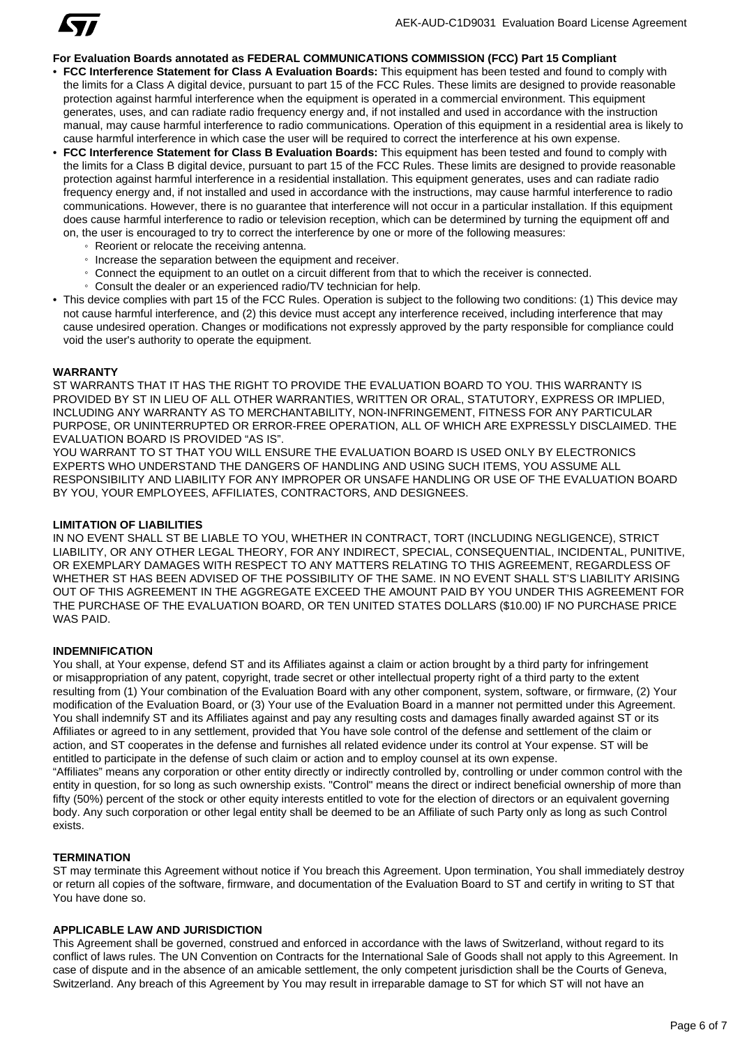**For Evaluation Boards annotated as FEDERAL COMMUNICATIONS COMMISSION (FCC) Part 15 Compliant**

- **FCC Interference Statement for Class A Evaluation Boards:** This equipment has been tested and found to comply with the limits for a Class A digital device, pursuant to part 15 of the FCC Rules. These limits are designed to provide reasonable protection against harmful interference when the equipment is operated in a commercial environment. This equipment generates, uses, and can radiate radio frequency energy and, if not installed and used in accordance with the instruction manual, may cause harmful interference to radio communications. Operation of this equipment in a residential area is likely to cause harmful interference in which case the user will be required to correct the interference at his own expense.
- **FCC Interference Statement for Class B Evaluation Boards:** This equipment has been tested and found to comply with the limits for a Class B digital device, pursuant to part 15 of the FCC Rules. These limits are designed to provide reasonable protection against harmful interference in a residential installation. This equipment generates, uses and can radiate radio frequency energy and, if not installed and used in accordance with the instructions, may cause harmful interference to radio communications. However, there is no guarantee that interference will not occur in a particular installation. If this equipment does cause harmful interference to radio or television reception, which can be determined by turning the equipment off and on, the user is encouraged to try to correct the interference by one or more of the following measures:
  - Reorient or relocate the receiving antenna.
  - Increase the separation between the equipment and receiver.
  - Connect the equipment to an outlet on a circuit different from that to which the receiver is connected.
  - Consult the dealer or an experienced radio/TV technician for help.
- This device complies with part 15 of the FCC Rules. Operation is subject to the following two conditions: (1) This device may not cause harmful interference, and (2) this device must accept any interference received, including interference that may cause undesired operation. Changes or modifications not expressly approved by the party responsible for compliance could void the user's authority to operate the equipment.

**WARRANTY**

ST WARRANTS THAT IT HAS THE RIGHT TO PROVIDE THE EVALUATION BOARD TO YOU. THIS WARRANTY IS PROVIDED BY ST IN LIEU OF ALL OTHER WARRANTIES, WRITTEN OR ORAL, STATUTORY, EXPRESS OR IMPLIED, INCLUDING ANY WARRANTY AS TO MERCHANTABILITY, NON-INFRINGEMENT, FITNESS FOR ANY PARTICULAR PURPOSE, OR UNINTERRUPTED OR ERROR-FREE OPERATION, ALL OF WHICH ARE EXPRESSLY DISCLAIMED. THE EVALUATION BOARD IS PROVIDED “AS IS”.
YOU WARRANT TO ST THAT YOU WILL ENSURE THE EVALUATION BOARD IS USED ONLY BY ELECTRONICS EXPERTS WHO UNDERSTAND THE DANGERS OF HANDLING AND USING SUCH ITEMS, YOU ASSUME ALL RESPONSIBILITY AND LIABILITY FOR ANY IMPROPER OR UNSAFE HANDLING OR USE OF THE EVALUATION BOARD BY YOU, YOUR EMPLOYEES, AFFILIATES, CONTRACTORS, AND DESIGNEES.

**LIMITATION OF LIABILITIES**

IN NO EVENT SHALL ST BE LIABLE TO YOU, WHETHER IN CONTRACT, TORT (INCLUDING NEGLIGENCE), STRICT LIABILITY, OR ANY OTHER LEGAL THEORY, FOR ANY INDIRECT, SPECIAL, CONSEQUENTIAL, INCIDENTAL, PUNITIVE, OR EXEMPLARY DAMAGES WITH RESPECT TO ANY MATTERS RELATING TO THIS AGREEMENT, REGARDLESS OF WHETHER ST HAS BEEN ADVISED OF THE POSSIBILITY OF THE SAME. IN NO EVENT SHALL ST'S LIABILITY ARISING OUT OF THIS AGREEMENT IN THE AGGREGATE EXCEED THE AMOUNT PAID BY YOU UNDER THIS AGREEMENT FOR THE PURCHASE OF THE EVALUATION BOARD, OR TEN UNITED STATES DOLLARS ($10.00) IF NO PURCHASE PRICE WAS PAID.

**INDEMNIFICATION**

You shall, at Your expense, defend ST and its Affiliates against a claim or action brought by a third party for infringement or misappropriation of any patent, copyright, trade secret or other intellectual property right of a third party to the extent resulting from (1) Your combination of the Evaluation Board with any other component, system, software, or firmware, (2) Your modification of the Evaluation Board, or (3) Your use of the Evaluation Board in a manner not permitted under this Agreement. You shall indemnify ST and its Affiliates against and pay any resulting costs and damages finally awarded against ST or its Affiliates or agreed to in any settlement, provided that You have sole control of the defense and settlement of the claim or action, and ST cooperates in the defense and furnishes all related evidence under its control at Your expense. ST will be entitled to participate in the defense of such claim or action and to employ counsel at its own expense.
“Affiliates” means any corporation or other entity directly or indirectly controlled by, controlling or under common control with the entity in question, for so long as such ownership exists. "Control" means the direct or indirect beneficial ownership of more than fifty (50%) percent of the stock or other equity interests entitled to vote for the election of directors or an equivalent governing body. Any such corporation or other legal entity shall be deemed to be an Affiliate of such Party only as long as such Control exists.

**TERMINATION**

ST may terminate this Agreement without notice if You breach this Agreement. Upon termination, You shall immediately destroy or return all copies of the software, firmware, and documentation of the Evaluation Board to ST and certify in writing to ST that You have done so.

**APPLICABLE LAW AND JURISDICTION**

This Agreement shall be governed, construed and enforced in accordance with the laws of Switzerland, without regard to its conflict of laws rules. The UN Convention on Contracts for the International Sale of Goods shall not apply to this Agreement. In case of dispute and in the absence of an amicable settlement, the only competent jurisdiction shall be the Courts of Geneva, Switzerland. Any breach of this Agreement by You may result in irreparable damage to ST for which ST will not have an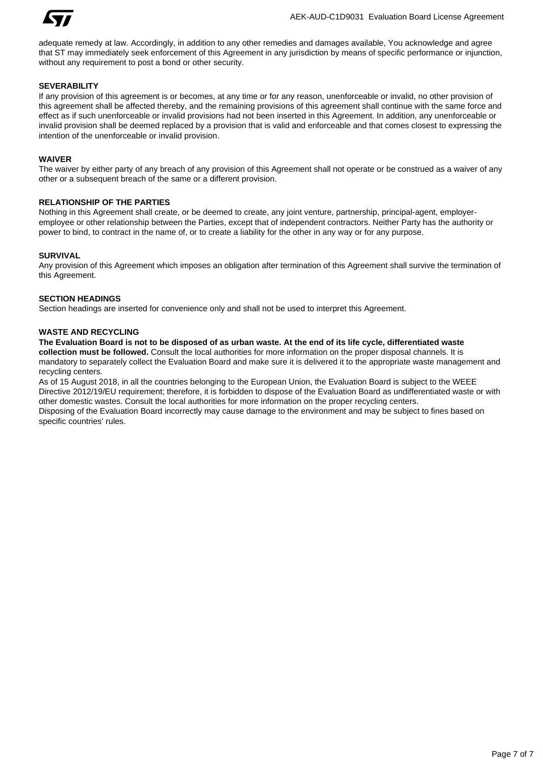adequate remedy at law. Accordingly, in addition to any other remedies and damages available, You acknowledge and agree that ST may immediately seek enforcement of this Agreement in any jurisdiction by means of specific performance or injunction, without any requirement to post a bond or other security.

**SEVERABILITY**

If any provision of this agreement is or becomes, at any time or for any reason, unenforceable or invalid, no other provision of this agreement shall be affected thereby, and the remaining provisions of this agreement shall continue with the same force and effect as if such unenforceable or invalid provisions had not been inserted in this Agreement. In addition, any unenforceable or invalid provision shall be deemed replaced by a provision that is valid and enforceable and that comes closest to expressing the intention of the unenforceable or invalid provision.

**WAIVER**

The waiver by either party of any breach of any provision of this Agreement shall not operate or be construed as a waiver of any other or a subsequent breach of the same or a different provision.

**RELATIONSHIP OF THE PARTIES**

Nothing in this Agreement shall create, or be deemed to create, any joint venture, partnership, principal-agent, employer-employee or other relationship between the Parties, except that of independent contractors. Neither Party has the authority or power to bind, to contract in the name of, or to create a liability for the other in any way or for any purpose.

**SURVIVAL**

Any provision of this Agreement which imposes an obligation after termination of this Agreement shall survive the termination of this Agreement.

**SECTION HEADINGS**

Section headings are inserted for convenience only and shall not be used to interpret this Agreement.

**WASTE AND RECYCLING**

**The Evaluation Board is not to be disposed of as urban waste. At the end of its life cycle, differentiated waste collection must be followed.** Consult the local authorities for more information on the proper disposal channels. It is mandatory to separately collect the Evaluation Board and make sure it is delivered it to the appropriate waste management and recycling centers.

As of 15 August 2018, in all the countries belonging to the European Union, the Evaluation Board is subject to the WEEE Directive 2012/19/EU requirement; therefore, it is forbidden to dispose of the Evaluation Board as undifferentiated waste or with other domestic wastes. Consult the local authorities for more information on the proper recycling centers.

Disposing of the Evaluation Board incorrectly may cause damage to the environment and may be subject to fines based on specific countries' rules.